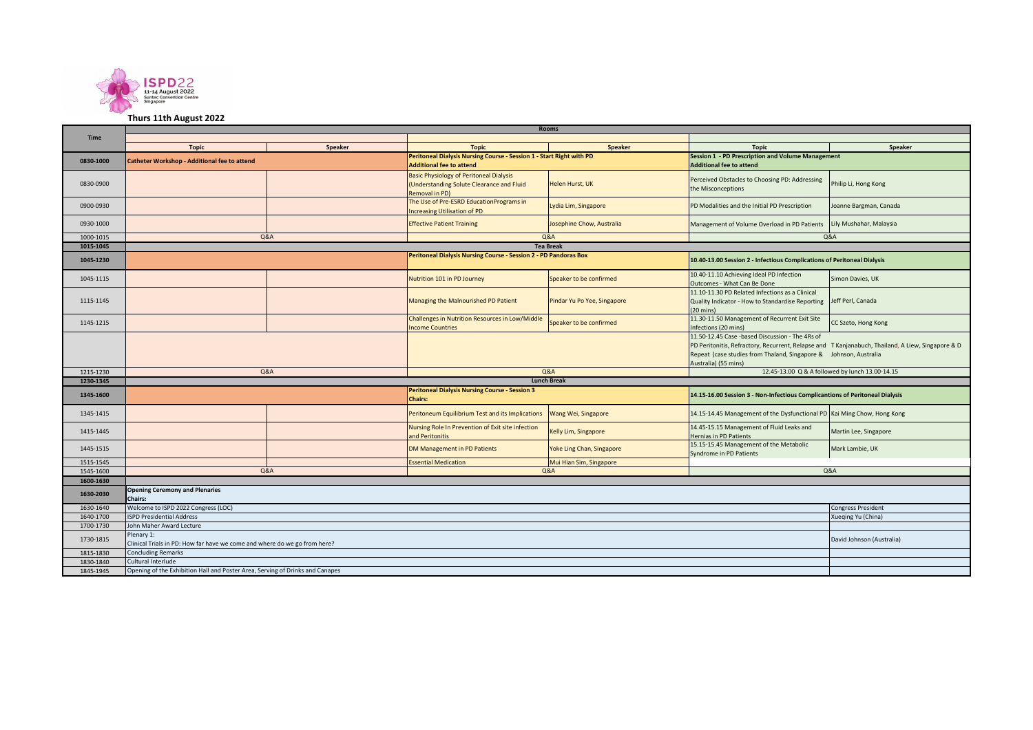ISPD22
11-14 August 2022
Suntec Convention Centre
Singapore

## Thurs 11th August 2022

| Time | Rooms | | | | | |
|---|---|---|---|---|---|---|
| | Topic | Speaker | Topic | Speaker | Topic | Speaker |
| 0830-1000 | **Catheter Workshop - Additional fee to attend** | | **Peritoneal Dialysis Nursing Course - Session 1 - Start Right with PD Additional fee to attend** | | **Session 1 - PD Prescription and Volume Management Additional fee to attend** | |
| 0830-0900 | | | Basic Physiology of Peritoneal Dialysis (Understanding Solute Clearance and Fluid Removal in PD) | Helen Hurst, UK | Perceived Obstacles to Choosing PD: Addressing the Misconceptions | Philip Li, Hong Kong |
| 0900-0930 | | | The Use of Pre-ESRD EducationPrograms in Increasing Utilisation of PD | Lydia Lim, Singapore | PD Modalities and the Initial PD Prescription | Joanne Bargman, Canada |
| 0930-1000 | | | Effective Patient Training | Josephine Chow, Australia | Management of Volume Overload in PD Patients | Lily Mushahar, Malaysia |
| 1000-1015 | Q&A | | Q&A | | Q&A | |
| 1015-1045 | Tea Break | | | | | |
| 1045-1230 | | | **Peritoneal Dialysis Nursing Course - Session 2 - PD Pandoras Box** | | **10.40-13.00 Session 2 - Infectious Complications of Peritoneal Dialysis** | |
| 1045-1115 | | | Nutrition 101 in PD Journey | Speaker to be confirmed | 10.40-11.10 Achieving Ideal PD Infection Outcomes - What Can Be Done | Simon Davies, UK |
| 1115-1145 | | | Managing the Malnourished PD Patient | Pindar Yu Po Yee, Singapore | 11.10-11.30 PD Related Infections as a Clinical Quality Indicator - How to Standardise Reporting (20 mins) | Jeff Perl, Canada |
| 1145-1215 | | | Challenges in Nutrition Resources in Low/Middle Income Countries | Speaker to be confirmed | 11.30-11.50 Management of Recurrent Exit Site Infections (20 mins) | CC Szeto, Hong Kong |
| | | | | | 11.50-12.45 Case -based Discussion - The 4Rs of PD Peritonitis, Refractory, Recurrent, Relapse and Repeat (case studies from Thaland, Singapore & Australia) (55 mins) | T Kanjanabuch, Thailand, A Liew, Singapore & D Johnson, Australia |
| 1215-1230 | Q&A | | Q&A | | 12.45-13.00 Q & A followed by lunch 13.00-14.15 | |
| 1230-1345 | Lunch Break | | | | | |
| 1345-1600 | | | **Peritoneal Dialysis Nursing Course - Session 3 Chairs:** | | **14.15-16.00 Session 3 - Non-Infectious Complicantions of Peritoneal Dialysis** | |
| 1345-1415 | | | Peritoneum Equilibrium Test and its Implications | Wang Wei, Singapore | 14.15-14.45 Management of the Dysfunctional PD | Kai Ming Chow, Hong Kong |
| 1415-1445 | | | Nursing Role In Prevention of Exit site infection and Peritonitis | Kelly Lim, Singapore | 14.45-15.15 Management of Fluid Leaks and Hernias in PD Patients | Martin Lee, Singapore |
| 1445-1515 | | | DM Management in PD Patients | Yoke Ling Chan, Singapore | 15.15-15.45 Management of the Metabolic Syndrome in PD Patients | Mark Lambie, UK |
| 1515-1545 | | | Essential Medication | Mui Hian Sim, Singapore | | |
| 1545-1600 | Q&A | | Q&A | | Q&A | |
| 1600-1630 | | | | | | |
| 1630-2030 | **Opening Ceremony and Plenaries Chairs:** | | | | | |
| 1630-1640 | Welcome to ISPD 2022 Congress (LOC) | | | | | Congress President |
| 1640-1700 | ISPD Presidential Address | | | | | Xueqing Yu (China) |
| 1700-1730 | John Maher Award Lecture | | | | | |
| 1730-1815 | Plenary 1: Clinical Trials in PD: How far have we come and where do we go from here? | | | | | David Johnson (Australia) |
| 1815-1830 | Concluding Remarks | | | | | |
| 1830-1840 | Cultural Interlude | | | | | |
| 1845-1945 | Opening of the Exhibition Hall and Poster Area, Serving of Drinks and Canapes | | | | | |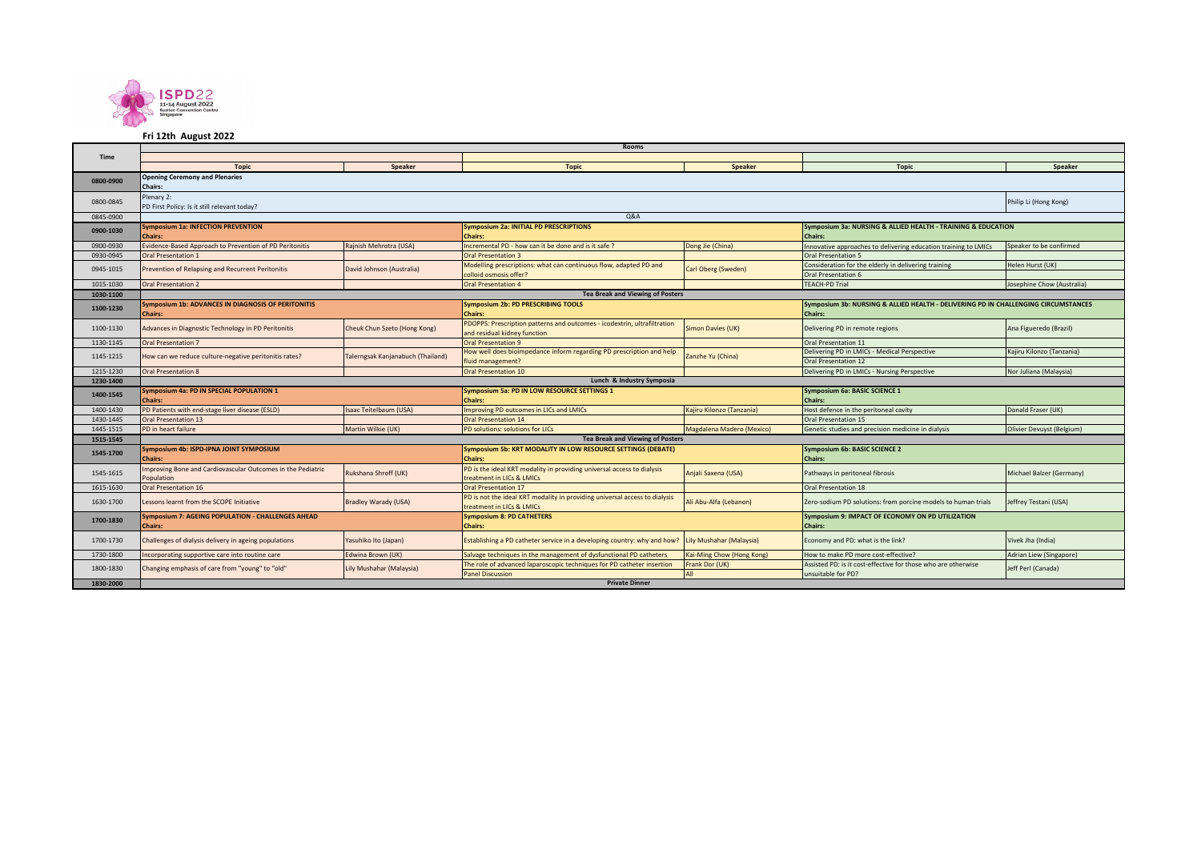ISPD22 11-14 August 2022 Suntec Convention Centre Singapore

## Fri 12th August 2022

| Time | Rooms | | | | | |
|---|---|---|---|---|---|---|
| | Topic | Speaker | Topic | Speaker | Topic | Speaker |
| 0800-0900 | **Opening Ceremony and Plenaries** **Chairs:** | | | | | |
| 0800-0845 | Plenary 2: PD First Policy: Is it still relevant today? | | | | | Philip Li (Hong Kong) |
| 0845-0900 | Q&A | | | | | |
| 0900-1030 | **Symposium 1a: INFECTION PREVENTION** **Chairs:** | | **Symposium 2a: INITIAL PD PRESCRIPTIONS** **Chairs:** | | **Symposium 3a: NURSING & ALLIED HEALTH - TRAINING & EDUCATION** **Chairs:** | |
| 0900-0930 | Evidence-Based Approach to Prevention of PD Peritonitis | Rajnish Mehrotra (USA) | Incremental PD - how can it be done and is it safe ? | Dong Jie (China) | Innovative approaches to delivering education training to LMICs | Speaker to be confirmed |
| 0930-0945 | Oral Presentation 1 | | Oral Presentation 3 | | Oral Presentation 5 | |
| 0945-1015 | Prevention of Relapsing and Recurrent Peritonitis | David Johnson (Australia) | Modelling prescriptions: what can continuous flow, adapted PD and colloid osmosis offer? | Carl Oberg (Sweden) | Consideration for the elderly in delivering training / Oral Presentation 6 | Helen Hurst (UK) |
| 1015-1030 | Oral Presentation 2 | | Oral Presentation 4 | | TEACH-PD Trial | Josephine Chow (Australia) |
| 1030-1100 | Tea Break and Viewing of Posters | | | | | |
| 1100-1230 | **Symposium 1b: ADVANCES IN DIAGNOSIS OF PERITONITIS** **Chairs:** | | **Symposium 2b: PD PRESCRIBING TOOLS** **Chairs:** | | **Symposium 3b: NURSING & ALLIED HEALTH - DELIVERING PD IN CHALLENGING CIRCUMSTANCES** **Chairs:** | |
| 1100-1130 | Advances in Diagnostic Technology in PD Peritonitis | Cheuk Chun Szeto (Hong Kong) | PDOPPS: Prescription patterns and outcomes - icodextrin, ultrafiltration and residual kidney function | Simon Davies (UK) | Delivering PD in remote regions | Ana Figueredo (Brazil) |
| 1130-1145 | Oral Presentation 7 | | Oral Presentation 9 | | Oral Presentation 11 | |
| 1145-1215 | How can we reduce culture-negative peritonitis rates? | Talerngsak Kanjanabuch (Thailand) | How well does bioimpedance inform regarding PD prescription and help fluid management? | Zanzhe Yu (China) | Delivering PD in LMICs - Medical Perspective / Oral Presentation 12 | Kajiru Kilonzo (Tanzania) |
| 1215-1230 | Oral Presentation 8 | | Oral Presentation 10 | | Delivering PD in LMICs - Nursing Perspective | Nor Juliana (Malaysia) |
| 1230-1400 | Lunch & Industry Symposia | | | | | |
| 1400-1545 | **Symposium 4a: PD IN SPECIAL POPULATION 1** **Chairs:** | | **Symposium 5a: PD IN LOW RESOURCE SETTINGS 1** **Chairs:** | | **Symposium 6a: BASIC SCIENCE 1** **Chairs:** | |
| 1400-1430 | PD Patients with end-stage liver disease (ESLD) | Isaac Teitelbaum (USA) | Improving PD outcomes in LICs and LMICs | Kajiru Kilonzo (Tanzania) | Host defence in the peritoneal cavity | Donald Fraser (UK) |
| 1430-1445 | Oral Presentation 13 | | Oral Presentation 14 | | Oral Presentation 15 | |
| 1445-1515 | PD in heart failure | Martin Wilkie (UK) | PD solutions: solutions for LICs | Magdalena Madero (Mexico) | Genetic studies and precision medicine in dialysis | Olivier Devuyst (Belgium) |
| 1515-1545 | Tea Break and Viewing of Posters | | | | | |
| 1545-1700 | **Symposium 4b: ISPD-IPNA JOINT SYMPOSIUM** **Chairs:** | | **Symposium 5b: KRT MODALITY IN LOW RESOURCE SETTINGS (DEBATE)** **Chairs:** | | **Symposium 6b: BASIC SCIENCE 2** **Chairs:** | |
| 1545-1615 | Improving Bone and Cardiovascular Outcomes in the Pediatric Population | Rukshana Shroff (UK) | PD is the ideal KRT modality in providing universal access to dialysis treatment in LICs & LMICs | Anjali Saxena (USA) | Pathways in peritoneal fibrosis | Michael Balzer (Germany) |
| 1615-1630 | Oral Presentation 16 | | Oral Presentation 17 | | Oral Presentation 18 | |
| 1630-1700 | Lessons learnt from the SCOPE Initiative | Bradley Warady (USA) | PD is not the ideal KRT modality in providing universal access to dialysis treatment in LICs & LMICs | Ali Abu-Alfa (Lebanon) | Zero-sodium PD solutions: from porcine models to human trials | Jeffrey Testani (USA) |
| 1700-1830 | **Symposium 7: AGEING POPULATION - CHALLENGES AHEAD** **Chairs:** | | **Symposium 8: PD CATHETERS** **Chairs:** | | **Symposium 9: IMPACT OF ECONOMY ON PD UTILIZATION** **Chairs:** | |
| 1700-1730 | Challenges of dialysis delivery in ageing populations | Yasuhiko Ito (Japan) | Establishing a PD catheter service in a developing country: why and how? | Lily Mushahar (Malaysia) | Economy and PD: what is the link? | Vivek Jha (India) |
| 1730-1800 | Incorporating supportive care into routine care | Edwina Brown (UK) | Salvage techniques in the management of dysfunctional PD catheters | Kai-Ming Chow (Hong Kong) | How to make PD more cost-effective? | Adrian Liew (Singapore) |
| 1800-1830 | Changing emphasis of care from "young" to "old" | Lily Mushahar (Malaysia) | The role of advanced laparoscopic techniques for PD catheter insertion / Panel Discussion | Frank Dor (UK) / All | Assisted PD: is it cost-effective for those who are otherwise unsuitable for PD? | Jeff Perl (Canada) |
| 1830-2000 | Private Dinner | | | | | |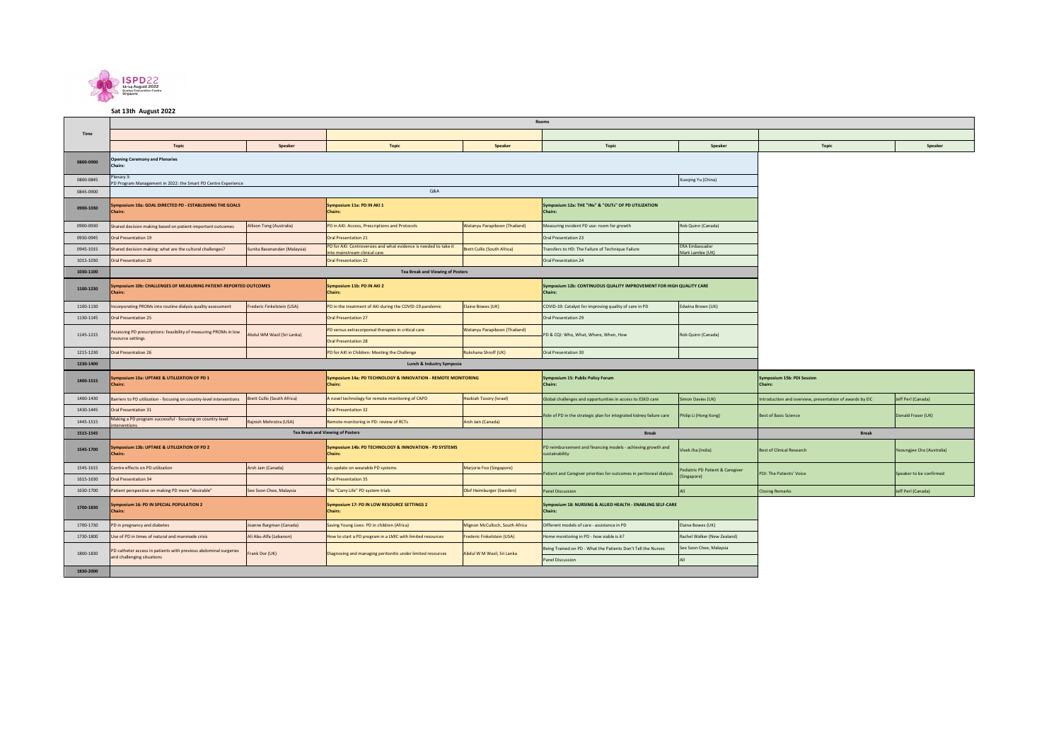## Sat 13th August 2022

| Time | Rooms | | | | | | | |
|---|---|---|---|---|---|---|---|---|
| | Topic | Speaker | Topic | Speaker | Topic | Speaker | Topic | Speaker |
| 0800-0900 | **Opening Ceremony and Plenaries** **Chairs:** | | | | | | | |
| 0800-0845 | Plenary 3: PD Program Management in 2022: the Smart PD Centre Experience | | | | | Xueqing Yu (China) | | |
| 0845-0900 | Q&A | | | | | | | |
| 0900-1030 | **Symposium 10a: GOAL DIRECTED PD - ESTABLISHING THE GOALS** **Chairs:** | | **Symposium 11a: PD IN AKI 1** **Chairs:** | | **Symposium 12a: THE "INs" & "OUTs" OF PD UTILIZATION** **Chairs:** | | | |
| 0900-0930 | Shared decision making based on patient-important outcomes | Allison Tong (Australia) | PD in AKI: Access, Prescriptions and Protocols | Watanyu Parapiboon (Thailand) | Measuring incident PD use: room for growth | Rob Quinn (Canada) | | |
| 0930-0945 | Oral Presentation 19 | | Oral Presentation 21 | | Oral Presentation 23 | | | |
| 0945-1015 | Shared decision making: what are the cultural challenges? | Sunita Bavanandan (Malaysia) | PD for AKI: Controversies and what evidence is needed to take it into mainstream clinical care | Brett Cullis (South Africa) | Transfers to HD: The Failure of Technique Failure | ERA Ambassador Mark Lambie (UK) | | |
| 1015-1030 | Oral Presentation 20 | | Oral Presentation 22 | | Oral Presentation 24 | | | |
| 1030-1100 | Tea Break and Viewing of Posters | | | | | | | |
| 1100-1230 | **Symposium 10b: CHALLENGES OF MEASURING PATIENT-REPORTED OUTCOMES** **Chairs:** | | **Symposium 11b: PD IN AKI 2** **Chairs:** | | **Symposium 12b: CONTINUOUS QUALITY IMPROVEMENT FOR HIGH QUALITY CARE** **Chairs:** | | | |
| 1100-1130 | Incorporating PROMs into routine dialysis quality assessment | Frederic Finkelstein (USA) | PD in the treatment of AKI during the COVID-19 pandemic | Elaine Bowes (UK) | COVID-19: Catalyst for improving quality of care in PD | Edwina Brown (UK) | | |
| 1130-1145 | Oral Presentation 25 | | Oral Presentation 27 | | Oral Presentation 29 | | | |
| 1145-1215 | Assessing PD prescriptions: feasibility of measuring PROMs in low resource settings | Abdul WM Wazil (Sri Lanka) | PD versus extracorporeal therapies in critical care | Watanyu Parapiboon (Thailand) | PD & CQI: Who, What, Where, When, How | Rob Quinn (Canada) | | |
| | | | Oral Presentation 28 | | | | | |
| 1215-1230 | Oral Presentation 26 | | PD for AKI in Children: Meeting the Challenge | Rukshana Shroff (UK) | Oral Presentation 30 | | | |
| 1230-1400 | Lunch & Industry Symposia | | | | | | | |
| 1400-1515 | **Symposium 13a: UPTAKE & UTILIZATION OF PD 1** **Chairs:** | | **Symposium 14a: PD TECHNOLOGY & INNOVATION - REMOTE MONITORING** **Chairs:** | | **Symposium 15: Public Policy Forum** **Chairs:** | | **Symposium 15b: PDI Session** **Chairs:** | |
| 1400-1430 | Barriers to PD utilization - focusing on country-level interventions | Brett Cullis (South Africa) | A novel technology for remote monitoring of CAPD | Hezkiah Tsoory (Israel) | Global challenges and opportunities in access to ESKD care | Simon Davies (UK) | Introduction and overview, presentation of awards by EIC | Jeff Perl (Canada) |
| 1430-1445 | Oral Presentation 31 | | Oral Presentation 32 | | Role of PD in the strategic plan for integrated kidney failure care | Philip Li (Hong Kong) | Best of Basic Science | Donald Fraser (UK) |
| 1445-1515 | Making a PD program successful - focusing on country-level interventions | Rajnish Mehrotra (USA) | Remote monitoring in PD: review of RCTs | Arsh Jain (Canada) | | | | |
| 1515-1545 | Tea Break and Viewing of Posters | | | | Break | | Break | |
| 1545-1700 | **Symposium 13b: UPTAKE & UTILIZATION OF PD 2** **Chairs:** | | **Symposium 14b: PD TECHNOLOGY & INNOVATION - PD SYSTEMS** **Chairs:** | | PD reimbursement and financing models - achieving growth and sustainability | Vivek Jha (India) | Best of Clinical Research | Yeoungjee Cho (Australia) |
| 1545-1615 | Centre effects on PD utilization | Arsh Jain (Canada) | An update on wearable PD systems | Marjorie Foo (Singapore) | Patient and Caregiver priorities for outcomes in peritoneal dialysis | Pediatric PD Patient & Caregiver (Singapore) | PDI: The Patients' Voice | Speaker to be confirmed |
| 1615-1630 | Oral Presentation 34 | | Oral Presentation 35 | | | | | |
| 1630-1700 | Patient perspective on making PD more "desirable" | See Soon Chee, Malaysia | The "Carry Life" PD system trials | Olof Heimburger (Sweden) | Panel Discussion | All | Closing Remarks | Jeff Perl (Canada) |
| 1700-1830 | **Symposium 16: PD IN SPECIAL POPULATION 2** **Chairs:** | | **Symposium 17: PD IN LOW RESOURCE SETTINGS 2** **Chairs:** | | **Symposium 18: NURSING & ALLIED HEALTH - ENABLING SELF-CARE** **Chairs:** | | | |
| 1700-1730 | PD in pregnancy and diabetes | Joanne Bargman (Canada) | Saving Young Lives: PD in children (Africa) | Mignon McCulloch, South Africa | Different models of care - assistance in PD | Elaine Bowes (UK) | | |
| 1730-1800 | Use of PD in times of natural and manmade crisis | Ali Abu-Alfa (Lebanon) | How to start a PD program in a LMIC with limited resources | Frederic Finkelstein (USA) | Home monitoring in PD - how viable is it? | Rachel Walker (New Zealand) | | |
| 1800-1830 | PD catheter access in patients with previous abdominal surgeries and challenging situations | Frank Dor (UK) | Diagnosing and managing peritonitis under limited resources | Abdul W M Wazil, Sri Lanka | Being Trained on PD - What the Patients Don't Tell the Nurses | See Soon Chee, Malaysia | | |
| | | | | | Panel Discussion | All | | |
| 1830-2000 | | | | | | | | |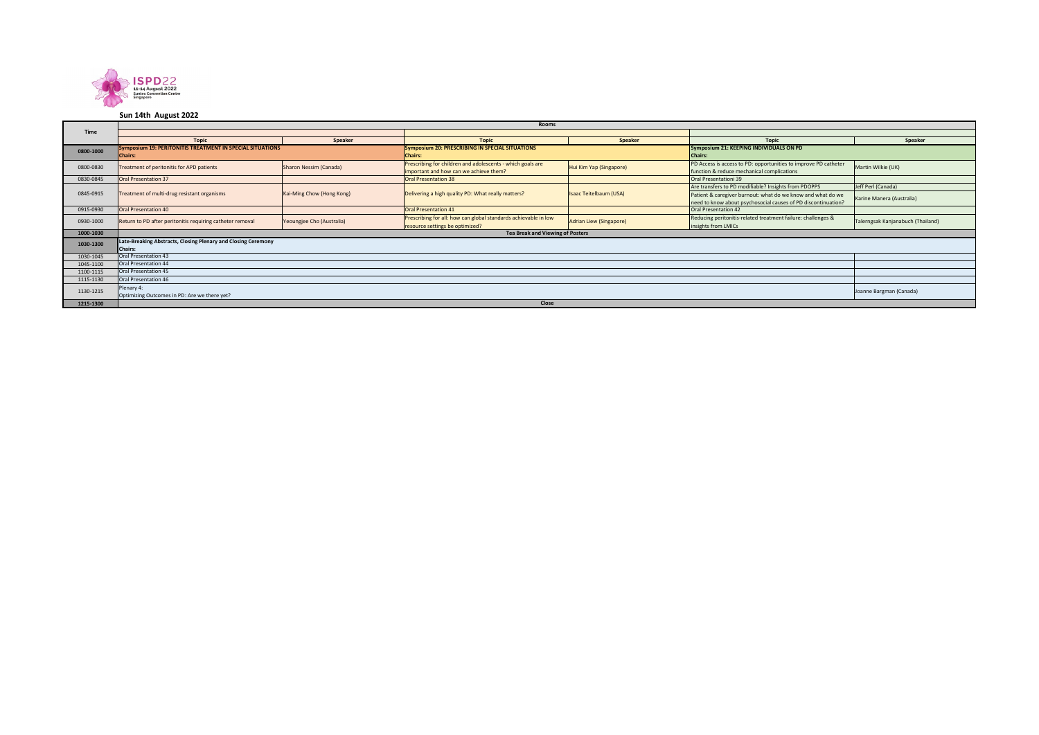ISPD22
11-14 August 2022
Suntec Convention Centre
Singapore

## Sun 14th August 2022

| Time | Rooms | | | | | |
|---|---|---|---|---|---|---|
| | | | | | | |
| | Topic | Speaker | Topic | Speaker | Topic | Speaker |
| 0800-1000 | **Symposium 19: PERITONITIS TREATMENT IN SPECIAL SITUATIONS**<br>**Chairs:** | | **Symposium 20: PRESCRIBING IN SPECIAL SITUATIONS**<br>**Chairs:** | | **Symposium 21: KEEPING INDIVIDUALS ON PD**<br>**Chairs:** | |
| 0800-0830 | Treatment of peritonitis for APD patients | Sharon Nessim (Canada) | Prescribing for children and adolescents - which goals are important and how can we achieve them? | Hui Kim Yap (Singapore) | PD Access is access to PD: opportunities to improve PD catheter function & reduce mechanical complications | Martin Wilkie (UK) |
| 0830-0845 | Oral Presentation 37 | | Oral Presentation 38 | | Oral Presentationi 39 | |
| 0845-0915 | Treatment of multi-drug resistant organisms | Kai-Ming Chow (Hong Kong) | Delivering a high quality PD: What really matters? | Isaac Teitelbaum (USA) | Are transfers to PD modifiable? Insights from PDOPPS | Jeff Perl (Canada) |
| | | | | | Patient & caregiver burnout: what do we know and what do we need to know about psychosocial causes of PD discontinuation? | Karine Manera (Australia) |
| 0915-0930 | Oral Presentation 40 | | Oral Presentation 41 | | Oral Presentation 42 | |
| 0930-1000 | Return to PD after peritonitis requiring catheter removal | Yeoungjee Cho (Australia) | Prescribing for all: how can global standards achievable in low resource settings be optimized? | Adrian Liew (Singapore) | Reducing peritonitis-related treatment failure: challenges & insights from LMICs | Talerngsak Kanjanabuch (Thailand) |
| 1000-1030 | **Tea Break and Viewing of Posters** | | | | | |
| 1030-1300 | **Late-Breaking Abstracts, Closing Plenary and Closing Ceremony**<br>**Chairs:** | | | | | |
| 1030-1045 | Oral Presentation 43 | | | | | |
| 1045-1100 | Oral Presentation 44 | | | | | |
| 1100-1115 | Oral Presentation 45 | | | | | |
| 1115-1130 | Oral Presentation 46 | | | | | |
| 1130-1215 | Plenary 4:<br>Optimizing Outcomes in PD: Are we there yet? | | | | | Joanne Bargman (Canada) |
| 1215-1300 | **Close** | | | | | |